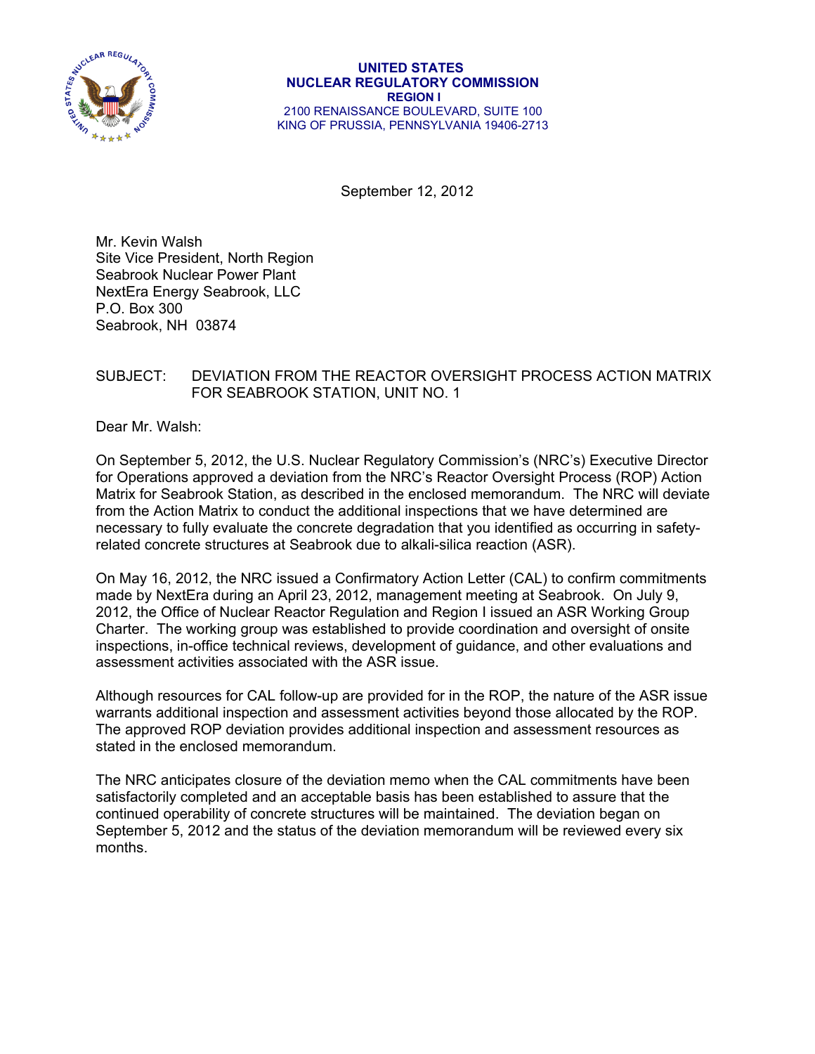**UNITED STATES**
**NUCLEAR REGULATORY COMMISSION**
**REGION I**
2100 RENAISSANCE BOULEVARD, SUITE 100
KING OF PRUSSIA, PENNSYLVANIA 19406-2713

September 12, 2012

Mr. Kevin Walsh
Site Vice President, North Region
Seabrook Nuclear Power Plant
NextEra Energy Seabrook, LLC
P.O. Box 300
Seabrook, NH 03874

SUBJECT: DEVIATION FROM THE REACTOR OVERSIGHT PROCESS ACTION MATRIX FOR SEABROOK STATION, UNIT NO. 1

Dear Mr. Walsh:

On September 5, 2012, the U.S. Nuclear Regulatory Commission's (NRC's) Executive Director for Operations approved a deviation from the NRC's Reactor Oversight Process (ROP) Action Matrix for Seabrook Station, as described in the enclosed memorandum. The NRC will deviate from the Action Matrix to conduct the additional inspections that we have determined are necessary to fully evaluate the concrete degradation that you identified as occurring in safety-related concrete structures at Seabrook due to alkali-silica reaction (ASR).

On May 16, 2012, the NRC issued a Confirmatory Action Letter (CAL) to confirm commitments made by NextEra during an April 23, 2012, management meeting at Seabrook. On July 9, 2012, the Office of Nuclear Reactor Regulation and Region I issued an ASR Working Group Charter. The working group was established to provide coordination and oversight of onsite inspections, in-office technical reviews, development of guidance, and other evaluations and assessment activities associated with the ASR issue.

Although resources for CAL follow-up are provided for in the ROP, the nature of the ASR issue warrants additional inspection and assessment activities beyond those allocated by the ROP. The approved ROP deviation provides additional inspection and assessment resources as stated in the enclosed memorandum.

The NRC anticipates closure of the deviation memo when the CAL commitments have been satisfactorily completed and an acceptable basis has been established to assure that the continued operability of concrete structures will be maintained. The deviation began on September 5, 2012 and the status of the deviation memorandum will be reviewed every six months.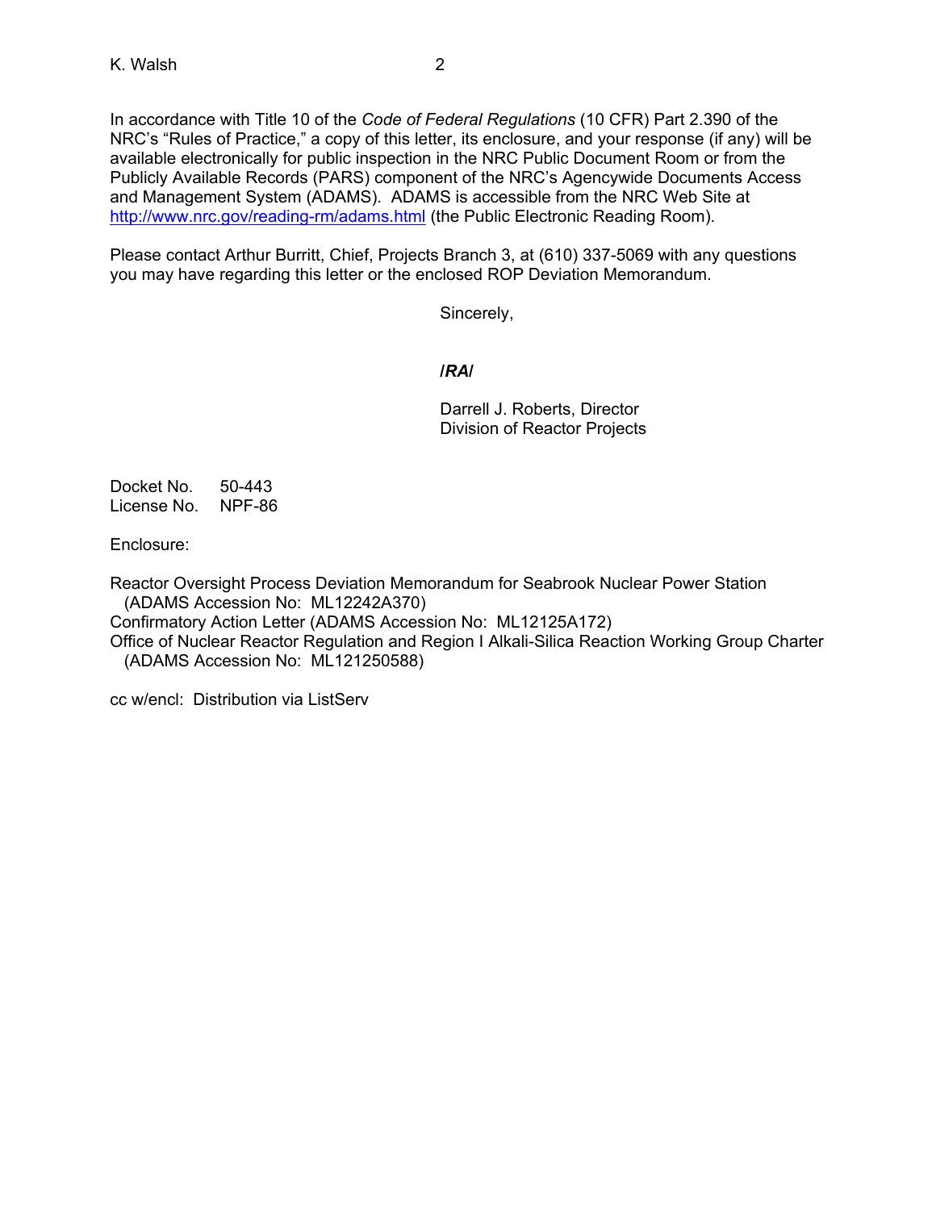In accordance with Title 10 of the *Code of Federal Regulations* (10 CFR) Part 2.390 of the NRC's "Rules of Practice," a copy of this letter, its enclosure, and your response (if any) will be available electronically for public inspection in the NRC Public Document Room or from the Publicly Available Records (PARS) component of the NRC's Agencywide Documents Access and Management System (ADAMS). ADAMS is accessible from the NRC Web Site at http://www.nrc.gov/reading-rm/adams.html (the Public Electronic Reading Room).

Please contact Arthur Burritt, Chief, Projects Branch 3, at (610) 337-5069 with any questions you may have regarding this letter or the enclosed ROP Deviation Memorandum.

Sincerely,

***/RA/***

Darrell J. Roberts, Director
Division of Reactor Projects

Docket No. 50-443
License No. NPF-86

Enclosure:

Reactor Oversight Process Deviation Memorandum for Seabrook Nuclear Power Station (ADAMS Accession No: ML12242A370)
Confirmatory Action Letter (ADAMS Accession No: ML12125A172)
Office of Nuclear Reactor Regulation and Region I Alkali-Silica Reaction Working Group Charter (ADAMS Accession No: ML121250588)

cc w/encl: Distribution via ListServ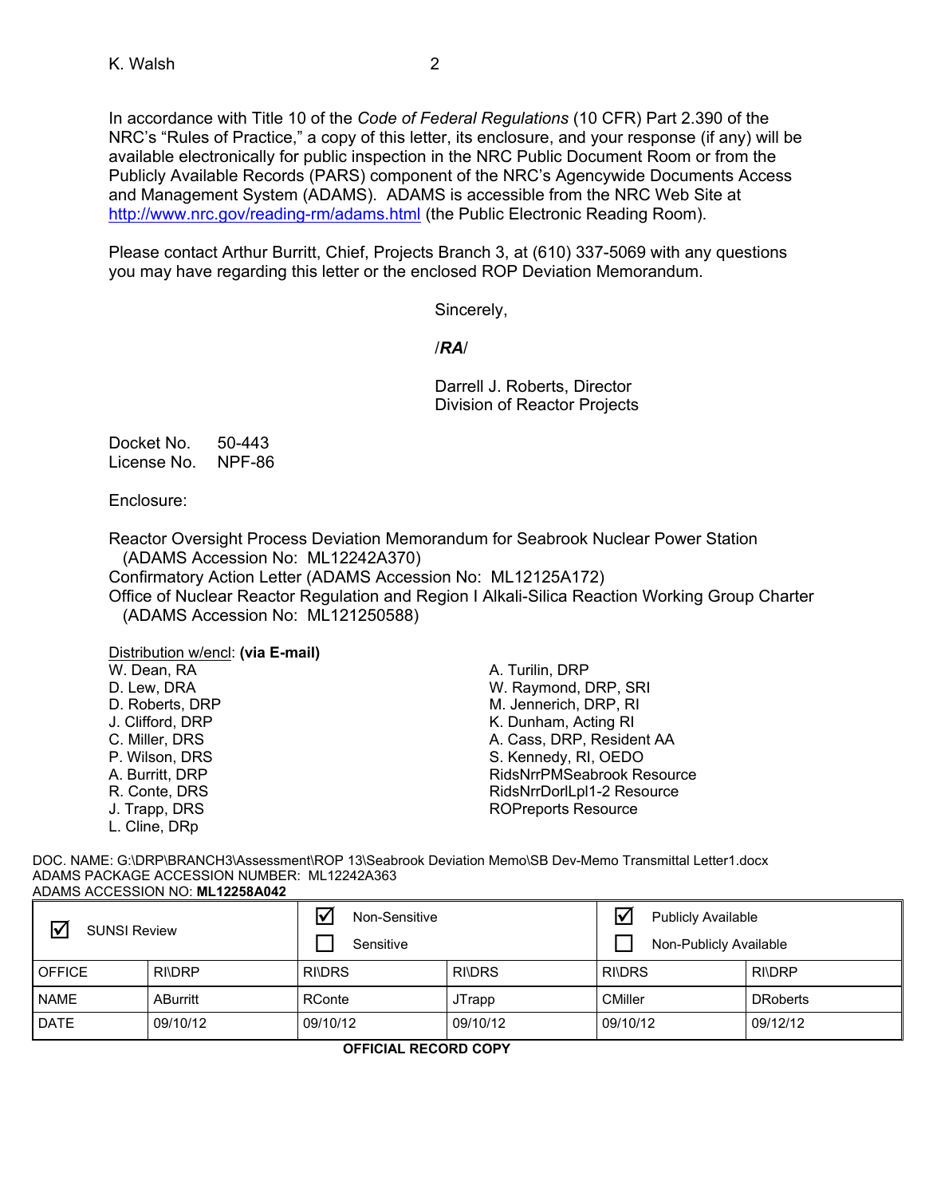In accordance with Title 10 of the *Code of Federal Regulations* (10 CFR) Part 2.390 of the NRC's "Rules of Practice," a copy of this letter, its enclosure, and your response (if any) will be available electronically for public inspection in the NRC Public Document Room or from the Publicly Available Records (PARS) component of the NRC's Agencywide Documents Access and Management System (ADAMS). ADAMS is accessible from the NRC Web Site at http://www.nrc.gov/reading-rm/adams.html (the Public Electronic Reading Room).

Please contact Arthur Burritt, Chief, Projects Branch 3, at (610) 337-5069 with any questions you may have regarding this letter or the enclosed ROP Deviation Memorandum.

Sincerely,

/***RA***/

Darrell J. Roberts, Director
Division of Reactor Projects

Docket No. 50-443
License No. NPF-86

Enclosure:

Reactor Oversight Process Deviation Memorandum for Seabrook Nuclear Power Station (ADAMS Accession No: ML12242A370)
Confirmatory Action Letter (ADAMS Accession No: ML12125A172)
Office of Nuclear Reactor Regulation and Region I Alkali-Silica Reaction Working Group Charter (ADAMS Accession No: ML121250588)

Distribution w/encl: **(via E-mail)**
W. Dean, RA
D. Lew, DRA
D. Roberts, DRP
J. Clifford, DRP
C. Miller, DRS
P. Wilson, DRS
A. Burritt, DRP
R. Conte, DRS
J. Trapp, DRS
L. Cline, DRp
A. Turilin, DRP
W. Raymond, DRP, SRI
M. Jennerich, DRP, RI
K. Dunham, Acting RI
A. Cass, DRP, Resident AA
S. Kennedy, RI, OEDO
RidsNrrPMSeabrook Resource
RidsNrrDorlLpl1-2 Resource
ROPreports Resource

DOC. NAME: G:\DRP\BRANCH3\Assessment\ROP 13\Seabrook Deviation Memo\SB Dev-Memo Transmittal Letter1.docx
ADAMS PACKAGE ACCESSION NUMBER: ML12242A363
ADAMS ACCESSION NO: **ML12258A042**

| ☑ SUNSI Review | | ☑ Non-Sensitive ☐ Sensitive | | ☑ Publicly Available ☐ Non-Publicly Available | |
|---|---|---|---|---|---|
| OFFICE | RI\DRP | RI\DRS | RI\DRS | RI\DRS | RI\DRP |
| NAME | ABurritt | RConte | JTrapp | CMiller | DRoberts |
| DATE | 09/10/12 | 09/10/12 | 09/10/12 | 09/10/12 | 09/12/12 |

**OFFICIAL RECORD COPY**